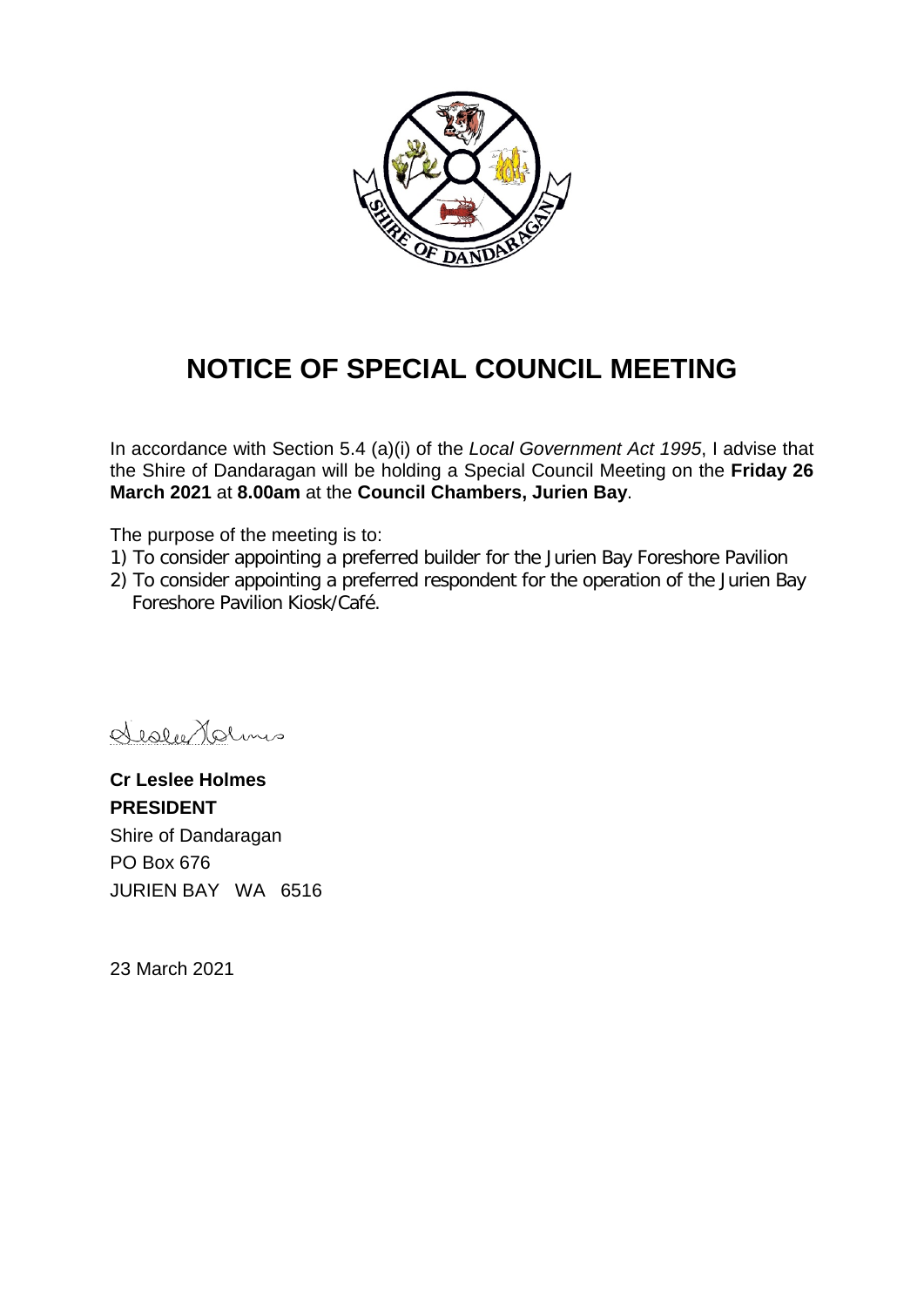# NOTICE OF SPECIAL COUNCIL MEETING

In accordance with Section 5.4 (a)(i) of the *Local Government Act 1995*, I advise that the Shire of Dandaragan will be holding a Special Council Meeting on the **Friday 26 March 2021** at **8.00am** at the **Council Chambers, Jurien Bay**.

The purpose of the meeting is to:

1) To consider appointing a preferred builder for the Jurien Bay Foreshore Pavilion
2) To consider appointing a preferred respondent for the operation of the Jurien Bay Foreshore Pavilion Kiosk/Café.

**Cr Leslee Holmes**
**PRESIDENT**
Shire of Dandaragan
PO Box 676
JURIEN BAY WA 6516

23 March 2021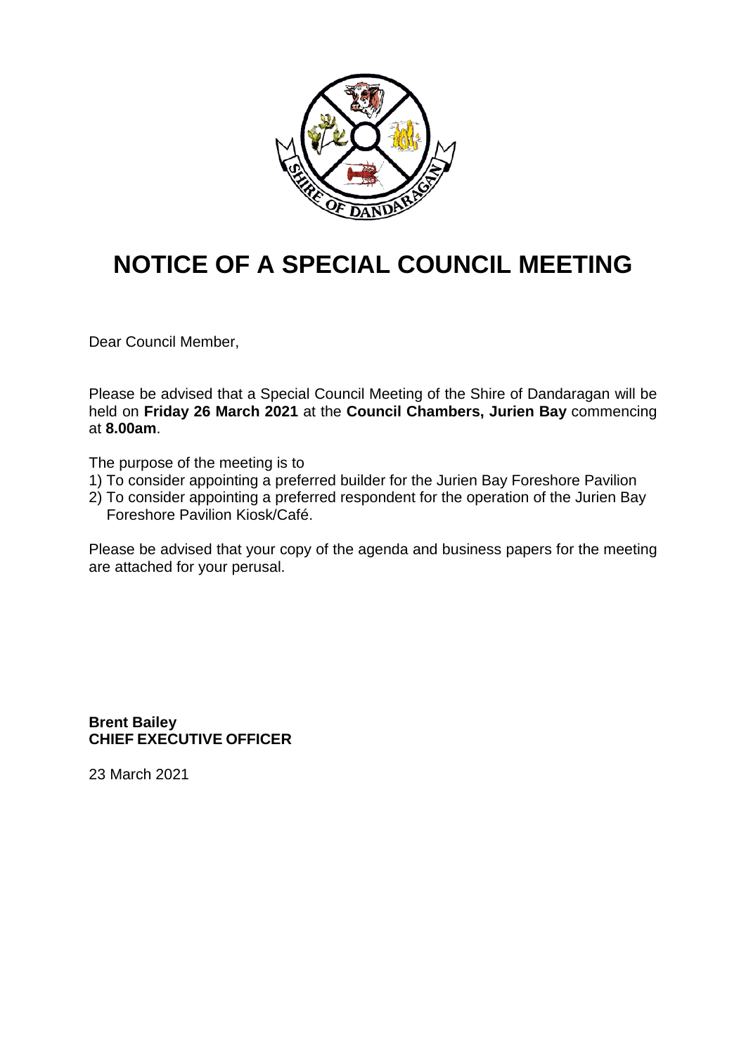# NOTICE OF A SPECIAL COUNCIL MEETING

Dear Council Member,

Please be advised that a Special Council Meeting of the Shire of Dandaragan will be held on **Friday 26 March 2021** at the **Council Chambers, Jurien Bay** commencing at **8.00am**.

The purpose of the meeting is to

1) To consider appointing a preferred builder for the Jurien Bay Foreshore Pavilion
2) To consider appointing a preferred respondent for the operation of the Jurien Bay Foreshore Pavilion Kiosk/Café.

Please be advised that your copy of the agenda and business papers for the meeting are attached for your perusal.

**Brent Bailey**
**CHIEF EXECUTIVE OFFICER**

23 March 2021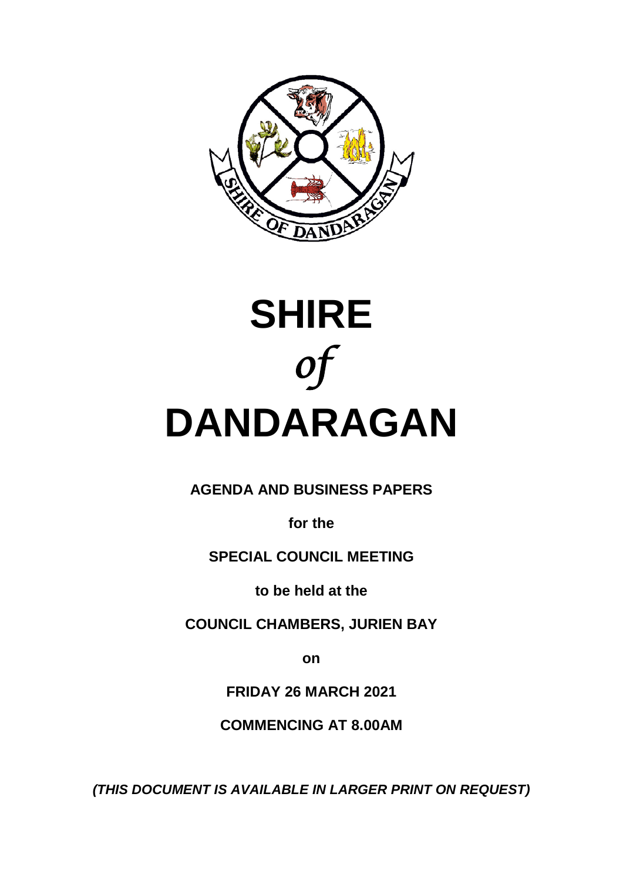# SHIRE

*of*

# DANDARAGAN

**AGENDA AND BUSINESS PAPERS**

**for the**

**SPECIAL COUNCIL MEETING**

**to be held at the**

**COUNCIL CHAMBERS, JURIEN BAY**

**on**

**FRIDAY 26 MARCH 2021**

**COMMENCING AT 8.00AM**

***(THIS DOCUMENT IS AVAILABLE IN LARGER PRINT ON REQUEST)***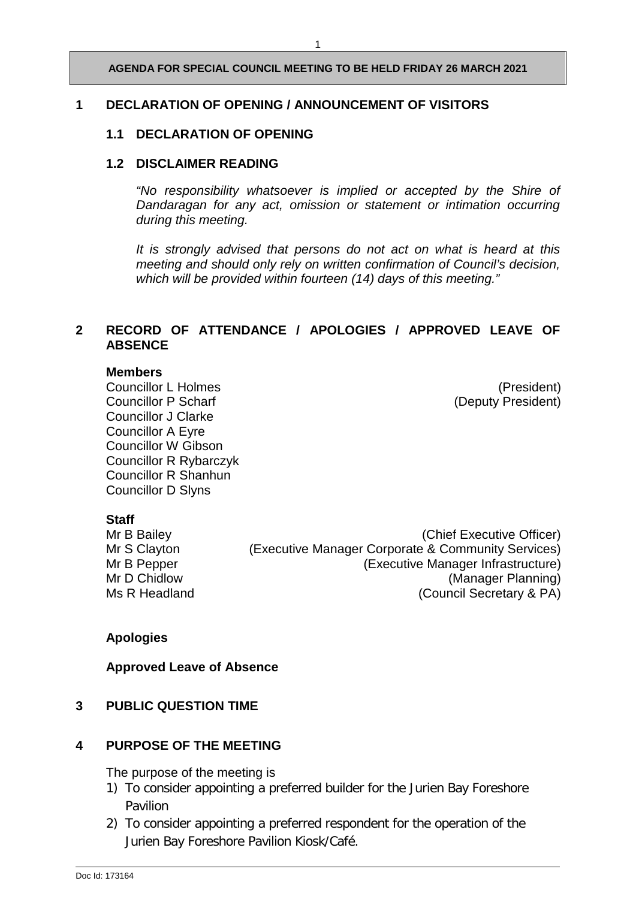# 1 DECLARATION OF OPENING / ANNOUNCEMENT OF VISITORS

## 1.1 DECLARATION OF OPENING

## 1.2 DISCLAIMER READING

*"No responsibility whatsoever is implied or accepted by the Shire of Dandaragan for any act, omission or statement or intimation occurring during this meeting.*

*It is strongly advised that persons do not act on what is heard at this meeting and should only rely on written confirmation of Council's decision, which will be provided within fourteen (14) days of this meeting."*

# 2 RECORD OF ATTENDANCE / APOLOGIES / APPROVED LEAVE OF ABSENCE

**Members**

Councillor L Holmes (President)
Councillor P Scharf (Deputy President)
Councillor J Clarke
Councillor A Eyre
Councillor W Gibson
Councillor R Rybarczyk
Councillor R Shanhun
Councillor D Slyns

**Staff**

Mr B Bailey (Chief Executive Officer)
Mr S Clayton (Executive Manager Corporate & Community Services)
Mr B Pepper (Executive Manager Infrastructure)
Mr D Chidlow (Manager Planning)
Ms R Headland (Council Secretary & PA)

**Apologies**

**Approved Leave of Absence**

# 3 PUBLIC QUESTION TIME

# 4 PURPOSE OF THE MEETING

The purpose of the meeting is

1) To consider appointing a preferred builder for the Jurien Bay Foreshore Pavilion
2) To consider appointing a preferred respondent for the operation of the Jurien Bay Foreshore Pavilion Kiosk/Café.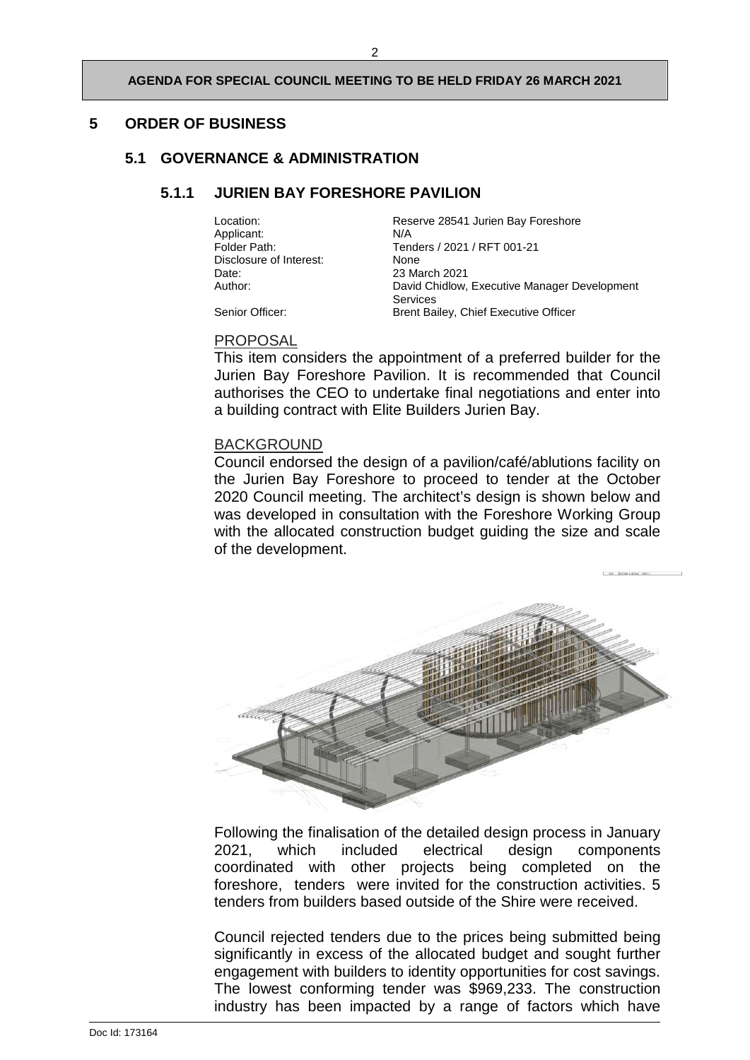## 5 ORDER OF BUSINESS

### 5.1 GOVERNANCE & ADMINISTRATION

#### 5.1.1 JURIEN BAY FORESHORE PAVILION

| | |
|---|---|
| Location: | Reserve 28541 Jurien Bay Foreshore |
| Applicant: | N/A |
| Folder Path: | Tenders / 2021 / RFT 001-21 |
| Disclosure of Interest: | None |
| Date: | 23 March 2021 |
| Author: | David Chidlow, Executive Manager Development Services |
| Senior Officer: | Brent Bailey, Chief Executive Officer |

PROPOSAL

This item considers the appointment of a preferred builder for the Jurien Bay Foreshore Pavilion. It is recommended that Council authorises the CEO to undertake final negotiations and enter into a building contract with Elite Builders Jurien Bay.

BACKGROUND

Council endorsed the design of a pavilion/café/ablutions facility on the Jurien Bay Foreshore to proceed to tender at the October 2020 Council meeting. The architect's design is shown below and was developed in consultation with the Foreshore Working Group with the allocated construction budget guiding the size and scale of the development.

Following the finalisation of the detailed design process in January 2021, which included electrical design components coordinated with other projects being completed on the foreshore, tenders were invited for the construction activities. 5 tenders from builders based outside of the Shire were received.

Council rejected tenders due to the prices being submitted being significantly in excess of the allocated budget and sought further engagement with builders to identity opportunities for cost savings. The lowest conforming tender was $969,233. The construction industry has been impacted by a range of factors which have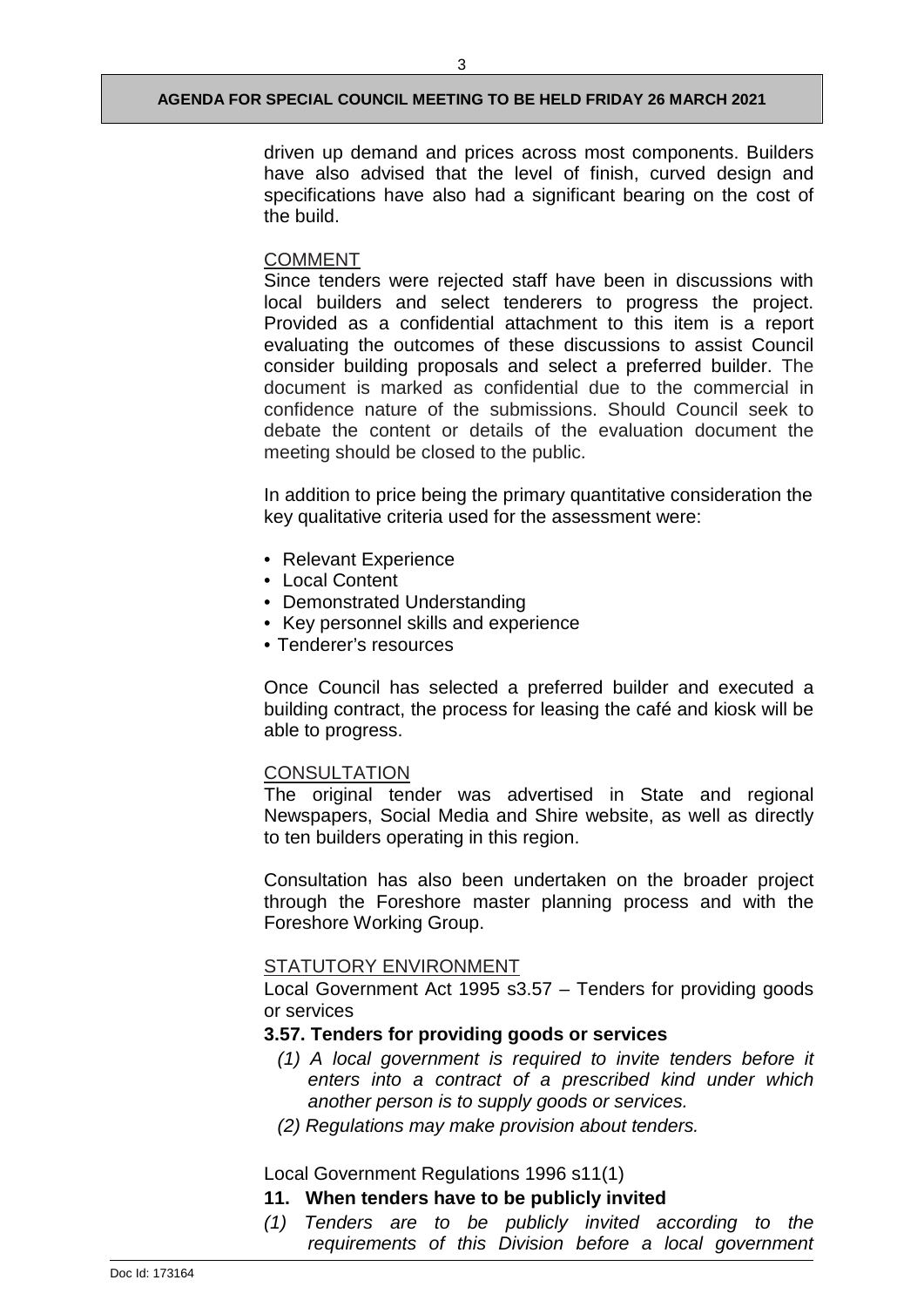driven up demand and prices across most components. Builders have also advised that the level of finish, curved design and specifications have also had a significant bearing on the cost of the build.

COMMENT

Since tenders were rejected staff have been in discussions with local builders and select tenderers to progress the project. Provided as a confidential attachment to this item is a report evaluating the outcomes of these discussions to assist Council consider building proposals and select a preferred builder. The document is marked as confidential due to the commercial in confidence nature of the submissions. Should Council seek to debate the content or details of the evaluation document the meeting should be closed to the public.

In addition to price being the primary quantitative consideration the key qualitative criteria used for the assessment were:

- Relevant Experience
- Local Content
- Demonstrated Understanding
- Key personnel skills and experience
- Tenderer's resources

Once Council has selected a preferred builder and executed a building contract, the process for leasing the café and kiosk will be able to progress.

CONSULTATION

The original tender was advertised in State and regional Newspapers, Social Media and Shire website, as well as directly to ten builders operating in this region.

Consultation has also been undertaken on the broader project through the Foreshore master planning process and with the Foreshore Working Group.

STATUTORY ENVIRONMENT

Local Government Act 1995 s3.57 – Tenders for providing goods or services

**3.57. Tenders for providing goods or services**

*(1) A local government is required to invite tenders before it enters into a contract of a prescribed kind under which another person is to supply goods or services.*

*(2) Regulations may make provision about tenders.*

Local Government Regulations 1996 s11(1)

**11. When tenders have to be publicly invited**

*(1) Tenders are to be publicly invited according to the requirements of this Division before a local government*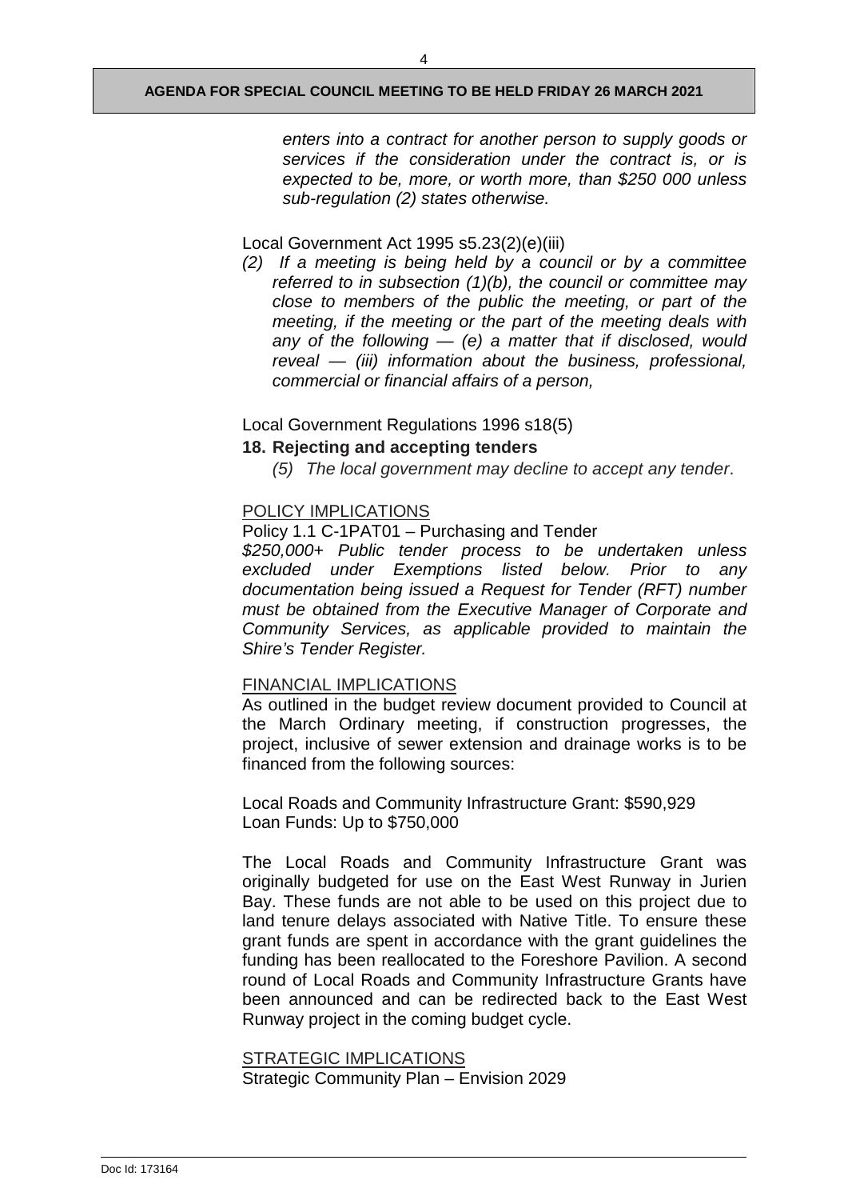*enters into a contract for another person to supply goods or services if the consideration under the contract is, or is expected to be, more, or worth more, than $250 000 unless sub-regulation (2) states otherwise.*

Local Government Act 1995 s5.23(2)(e)(iii)

*(2) If a meeting is being held by a council or by a committee referred to in subsection (1)(b), the council or committee may close to members of the public the meeting, or part of the meeting, if the meeting or the part of the meeting deals with any of the following — (e) a matter that if disclosed, would reveal — (iii) information about the business, professional, commercial or financial affairs of a person,*

Local Government Regulations 1996 s18(5)

**18. Rejecting and accepting tenders**

*(5) The local government may decline to accept any tender*.

POLICY IMPLICATIONS

Policy 1.1 C-1PAT01 – Purchasing and Tender

*$250,000+ Public tender process to be undertaken unless excluded under Exemptions listed below. Prior to any documentation being issued a Request for Tender (RFT) number must be obtained from the Executive Manager of Corporate and Community Services, as applicable provided to maintain the Shire's Tender Register.*

FINANCIAL IMPLICATIONS

As outlined in the budget review document provided to Council at the March Ordinary meeting, if construction progresses, the project, inclusive of sewer extension and drainage works is to be financed from the following sources:

Local Roads and Community Infrastructure Grant: $590,929
Loan Funds: Up to $750,000

The Local Roads and Community Infrastructure Grant was originally budgeted for use on the East West Runway in Jurien Bay. These funds are not able to be used on this project due to land tenure delays associated with Native Title. To ensure these grant funds are spent in accordance with the grant guidelines the funding has been reallocated to the Foreshore Pavilion. A second round of Local Roads and Community Infrastructure Grants have been announced and can be redirected back to the East West Runway project in the coming budget cycle.

STRATEGIC IMPLICATIONS

Strategic Community Plan – Envision 2029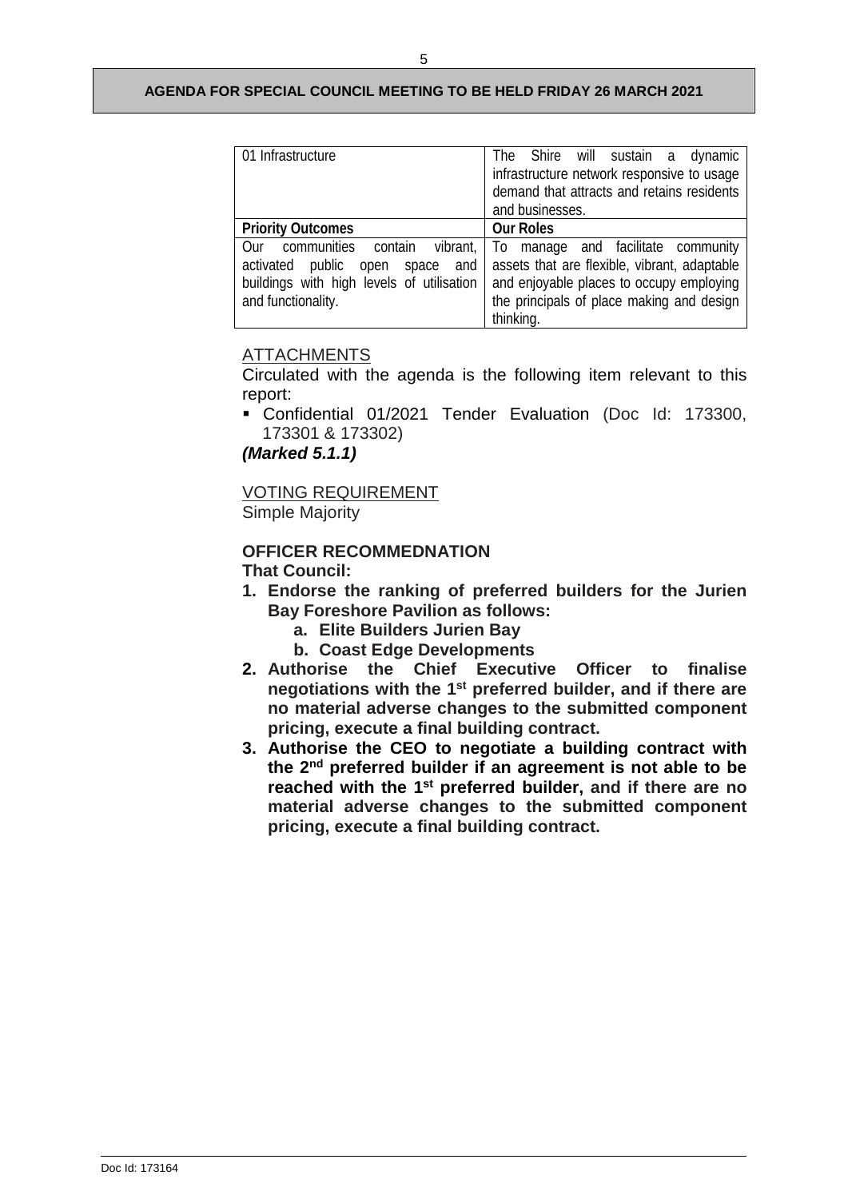| 01 Infrastructure | The Shire will sustain a dynamic infrastructure network responsive to usage demand that attracts and retains residents and businesses. |
| --- | --- |
| **Priority Outcomes** | **Our Roles** |
| Our communities contain vibrant, activated public open space and buildings with high levels of utilisation and functionality. | To manage and facilitate community assets that are flexible, vibrant, adaptable and enjoyable places to occupy employing the principals of place making and design thinking. |

ATTACHMENTS

Circulated with the agenda is the following item relevant to this report:

- Confidential 01/2021 Tender Evaluation (Doc Id: 173300, 173301 & 173302)

***(Marked 5.1.1)***

VOTING REQUIREMENT

Simple Majority

**OFFICER RECOMMEDNATION**

**That Council:**

1. **Endorse the ranking of preferred builders for the Jurien Bay Foreshore Pavilion as follows:**
   a. **Elite Builders Jurien Bay**
   b. **Coast Edge Developments**
2. **Authorise the Chief Executive Officer to finalise negotiations with the 1st preferred builder, and if there are no material adverse changes to the submitted component pricing, execute a final building contract.**
3. **Authorise the CEO to negotiate a building contract with the 2nd preferred builder if an agreement is not able to be reached with the 1st preferred builder, and if there are no material adverse changes to the submitted component pricing, execute a final building contract.**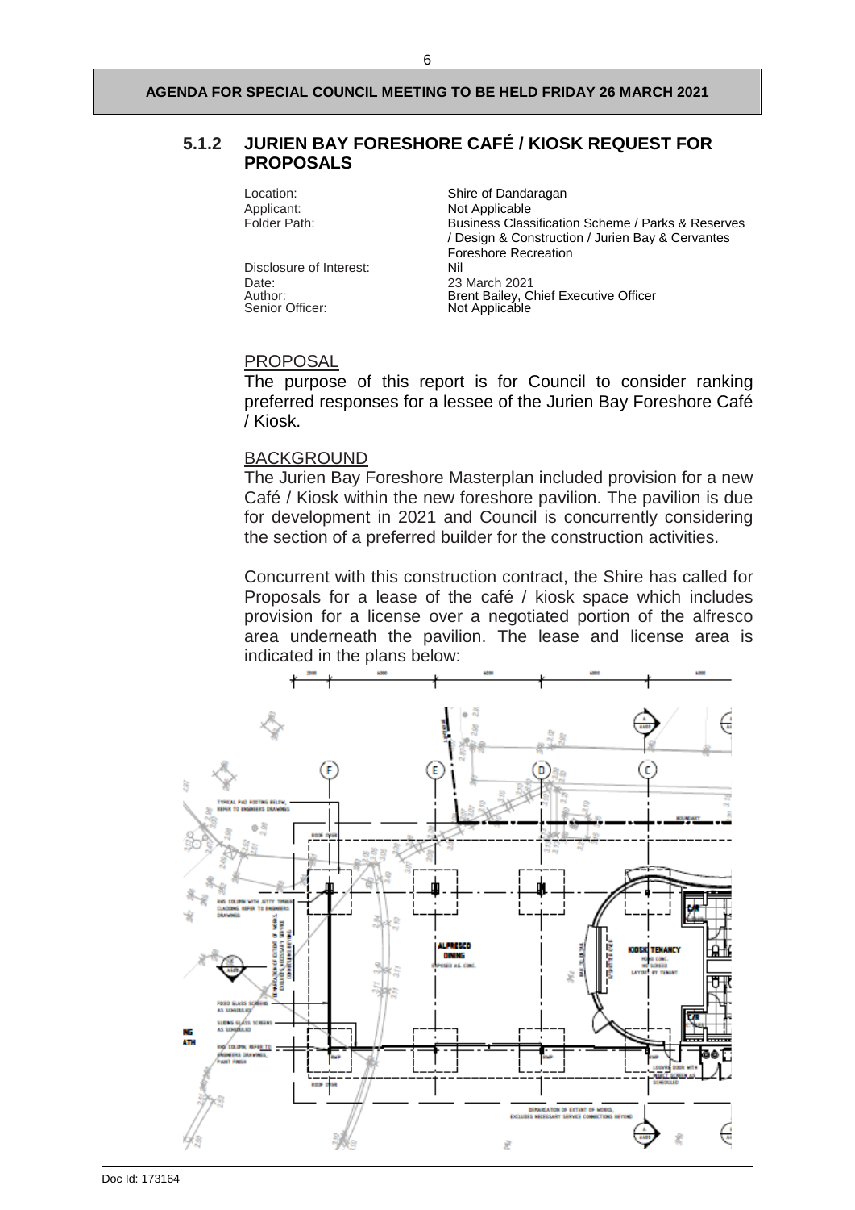### 5.1.2 JURIEN BAY FORESHORE CAFÉ / KIOSK REQUEST FOR PROPOSALS

| | |
|---|---|
| Location: | Shire of Dandaragan |
| Applicant: | Not Applicable |
| Folder Path: | Business Classification Scheme / Parks & Reserves / Design & Construction / Jurien Bay & Cervantes Foreshore Recreation |
| Disclosure of Interest: | Nil |
| Date: | 23 March 2021 |
| Author: | Brent Bailey, Chief Executive Officer |
| Senior Officer: | Not Applicable |

#### PROPOSAL

The purpose of this report is for Council to consider ranking preferred responses for a lessee of the Jurien Bay Foreshore Café / Kiosk.

#### BACKGROUND

The Jurien Bay Foreshore Masterplan included provision for a new Café / Kiosk within the new foreshore pavilion. The pavilion is due for development in 2021 and Council is concurrently considering the section of a preferred builder for the construction activities.

Concurrent with this construction contract, the Shire has called for Proposals for a lease of the café / kiosk space which includes provision for a license over a negotiated portion of the alfresco area underneath the pavilion. The lease and license area is indicated in the plans below: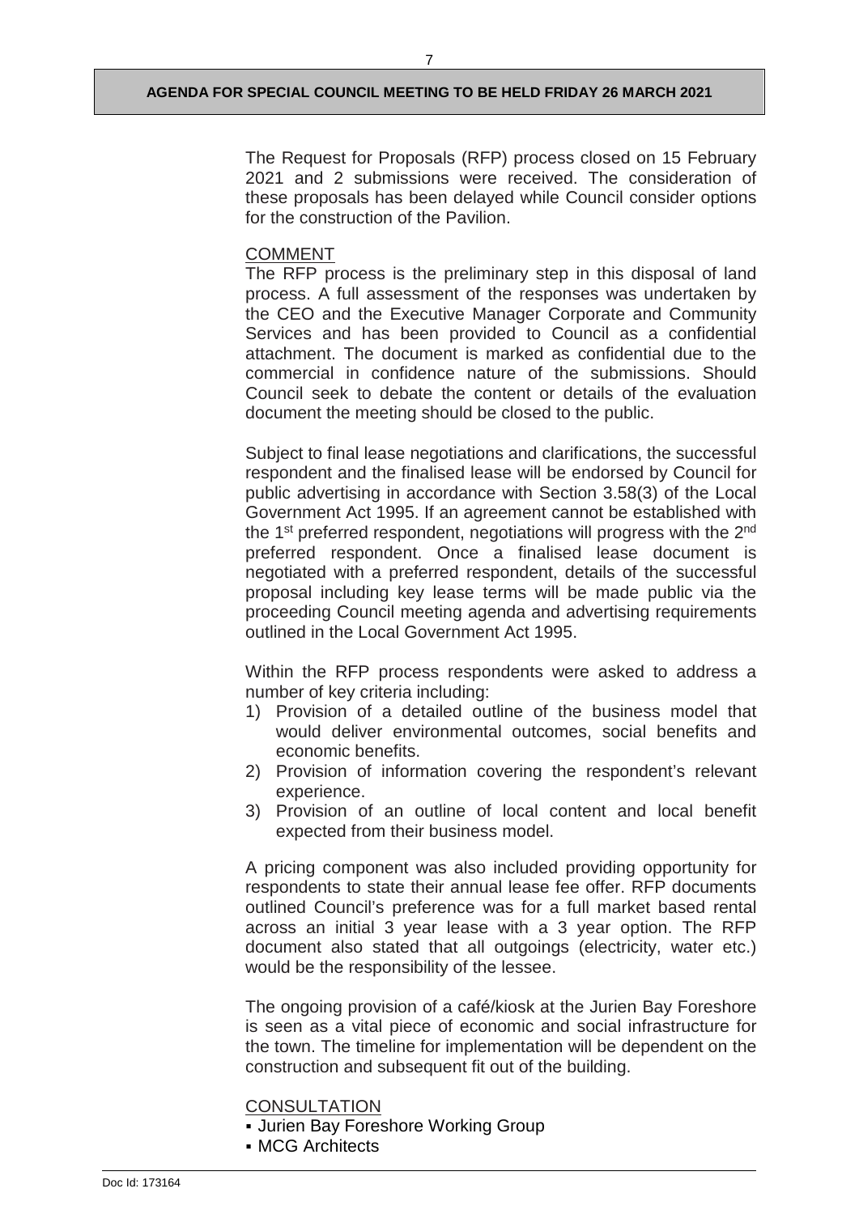The Request for Proposals (RFP) process closed on 15 February 2021 and 2 submissions were received. The consideration of these proposals has been delayed while Council consider options for the construction of the Pavilion.

COMMENT

The RFP process is the preliminary step in this disposal of land process. A full assessment of the responses was undertaken by the CEO and the Executive Manager Corporate and Community Services and has been provided to Council as a confidential attachment. The document is marked as confidential due to the commercial in confidence nature of the submissions. Should Council seek to debate the content or details of the evaluation document the meeting should be closed to the public.

Subject to final lease negotiations and clarifications, the successful respondent and the finalised lease will be endorsed by Council for public advertising in accordance with Section 3.58(3) of the Local Government Act 1995. If an agreement cannot be established with the 1st preferred respondent, negotiations will progress with the 2nd preferred respondent. Once a finalised lease document is negotiated with a preferred respondent, details of the successful proposal including key lease terms will be made public via the proceeding Council meeting agenda and advertising requirements outlined in the Local Government Act 1995.

Within the RFP process respondents were asked to address a number of key criteria including:

1) Provision of a detailed outline of the business model that would deliver environmental outcomes, social benefits and economic benefits.
2) Provision of information covering the respondent's relevant experience.
3) Provision of an outline of local content and local benefit expected from their business model.

A pricing component was also included providing opportunity for respondents to state their annual lease fee offer. RFP documents outlined Council's preference was for a full market based rental across an initial 3 year lease with a 3 year option. The RFP document also stated that all outgoings (electricity, water etc.) would be the responsibility of the lessee.

The ongoing provision of a café/kiosk at the Jurien Bay Foreshore is seen as a vital piece of economic and social infrastructure for the town. The timeline for implementation will be dependent on the construction and subsequent fit out of the building.

CONSULTATION

- Jurien Bay Foreshore Working Group
- MCG Architects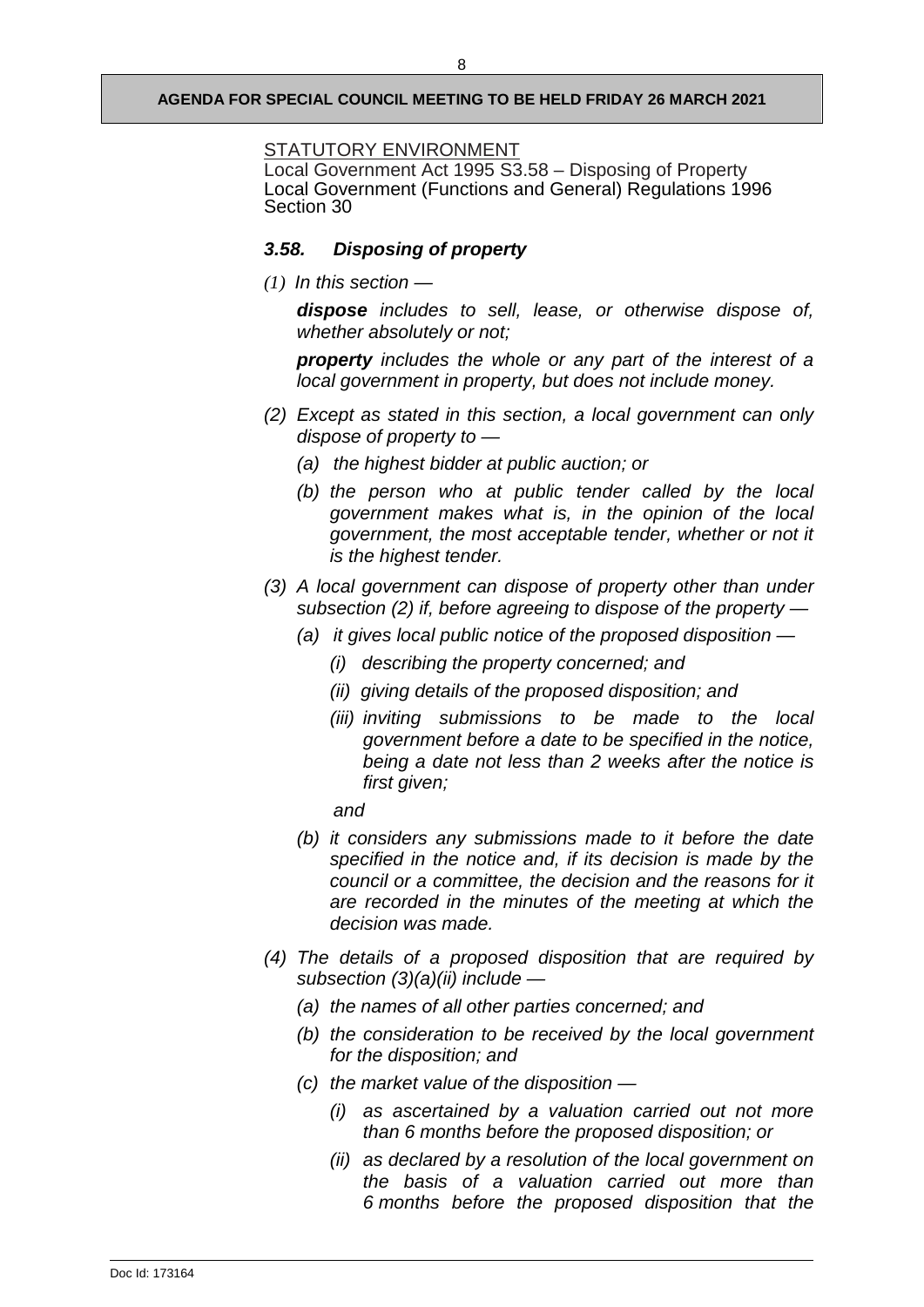STATUTORY ENVIRONMENT
Local Government Act 1995 S3.58 – Disposing of Property
Local Government (Functions and General) Regulations 1996 Section 30

### *3.58. Disposing of property*

*(1) In this section —*

*__dispose__ includes to sell, lease, or otherwise dispose of, whether absolutely or not;*

*__property__ includes the whole or any part of the interest of a local government in property, but does not include money.*

*(2) Except as stated in this section, a local government can only dispose of property to —*

- *(a) the highest bidder at public auction; or*
- *(b) the person who at public tender called by the local government makes what is, in the opinion of the local government, the most acceptable tender, whether or not it is the highest tender.*

*(3) A local government can dispose of property other than under subsection (2) if, before agreeing to dispose of the property —*

- *(a) it gives local public notice of the proposed disposition —*
  - *(i) describing the property concerned; and*
  - *(ii) giving details of the proposed disposition; and*
  - *(iii) inviting submissions to be made to the local government before a date to be specified in the notice, being a date not less than 2 weeks after the notice is first given;*

  *and*
- *(b) it considers any submissions made to it before the date specified in the notice and, if its decision is made by the council or a committee, the decision and the reasons for it are recorded in the minutes of the meeting at which the decision was made.*

*(4) The details of a proposed disposition that are required by subsection (3)(a)(ii) include —*

- *(a) the names of all other parties concerned; and*
- *(b) the consideration to be received by the local government for the disposition; and*
- *(c) the market value of the disposition —*
  - *(i) as ascertained by a valuation carried out not more than 6 months before the proposed disposition; or*
  - *(ii) as declared by a resolution of the local government on the basis of a valuation carried out more than 6 months before the proposed disposition that the*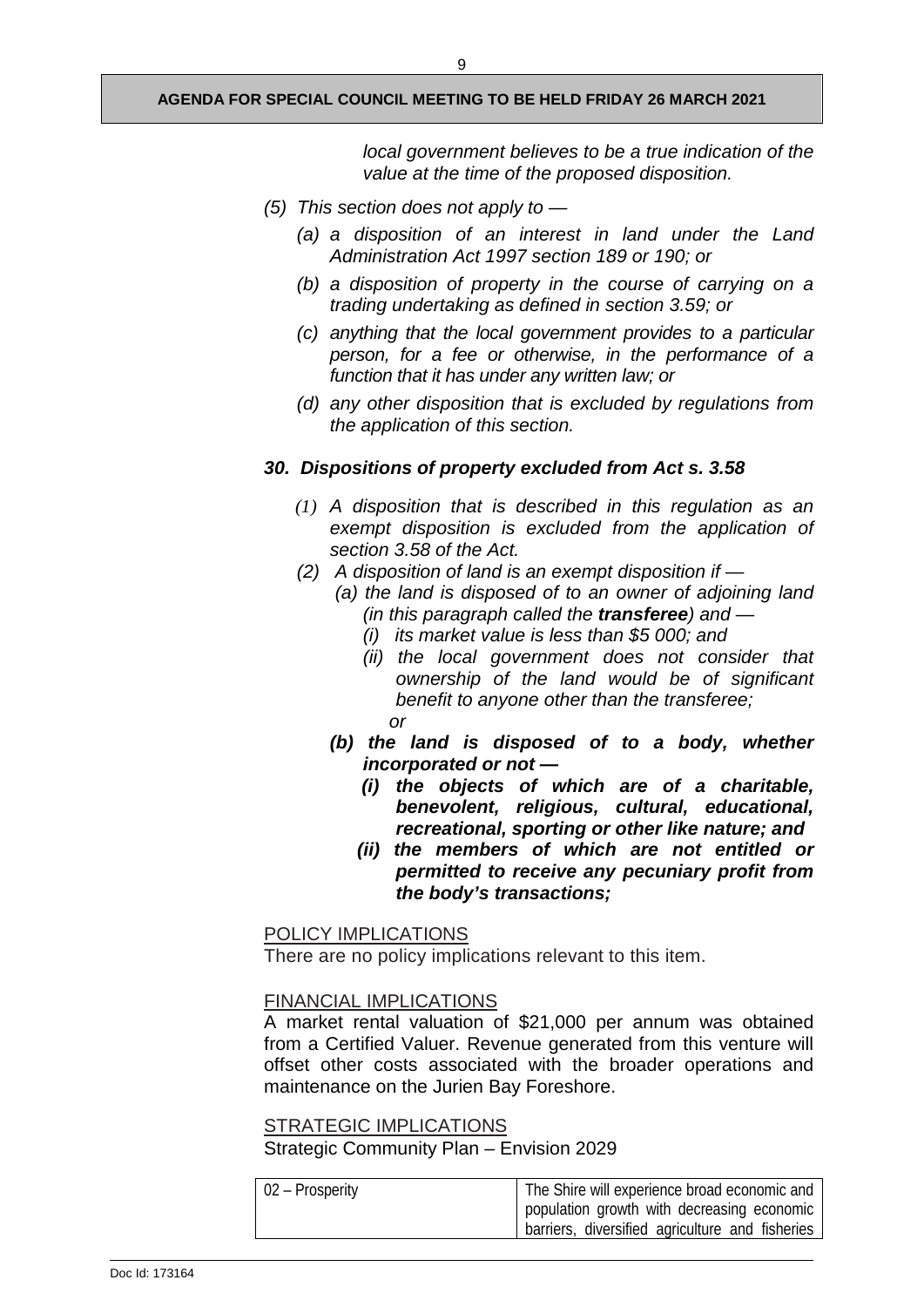*local government believes to be a true indication of the value at the time of the proposed disposition.*

*(5) This section does not apply to —*

*(a) a disposition of an interest in land under the Land Administration Act 1997 section 189 or 190; or*

*(b) a disposition of property in the course of carrying on a trading undertaking as defined in section 3.59; or*

*(c) anything that the local government provides to a particular person, for a fee or otherwise, in the performance of a function that it has under any written law; or*

*(d) any other disposition that is excluded by regulations from the application of this section.*

### *30. Dispositions of property excluded from Act s. 3.58*

*(1) A disposition that is described in this regulation as an exempt disposition is excluded from the application of section 3.58 of the Act.*

*(2) A disposition of land is an exempt disposition if —*

*(a) the land is disposed of to an owner of adjoining land (in this paragraph called the **transferee**) and —*

*(i) its market value is less than $5 000; and*

*(ii) the local government does not consider that ownership of the land would be of significant benefit to anyone other than the transferee;*

*or*

***(b) the land is disposed of to a body, whether incorporated or not —***

***(i) the objects of which are of a charitable, benevolent, religious, cultural, educational, recreational, sporting or other like nature; and***

***(ii) the members of which are not entitled or permitted to receive any pecuniary profit from the body's transactions;***

POLICY IMPLICATIONS

There are no policy implications relevant to this item.

FINANCIAL IMPLICATIONS

A market rental valuation of $21,000 per annum was obtained from a Certified Valuer. Revenue generated from this venture will offset other costs associated with the broader operations and maintenance on the Jurien Bay Foreshore.

STRATEGIC IMPLICATIONS

Strategic Community Plan – Envision 2029

| | |
|---|---|
| 02 – Prosperity | The Shire will experience broad economic and population growth with decreasing economic barriers, diversified agriculture and fisheries |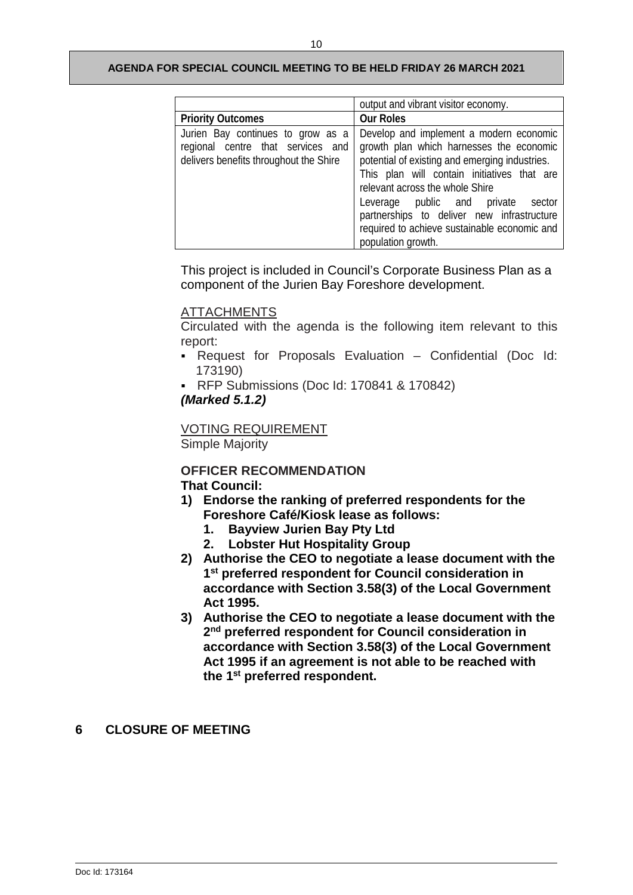| | |
|---|---|
| | output and vibrant visitor economy. |
| **Priority Outcomes** | **Our Roles** |
| Jurien Bay continues to grow as a regional centre that services and delivers benefits throughout the Shire | Develop and implement a modern economic growth plan which harnesses the economic potential of existing and emerging industries. This plan will contain initiatives that are relevant across the whole Shire<br>Leverage public and private sector partnerships to deliver new infrastructure required to achieve sustainable economic and population growth. |

This project is included in Council's Corporate Business Plan as a component of the Jurien Bay Foreshore development.

ATTACHMENTS

Circulated with the agenda is the following item relevant to this report:

- Request for Proposals Evaluation – Confidential (Doc Id: 173190)
- RFP Submissions (Doc Id: 170841 & 170842)

***(Marked 5.1.2)***

VOTING REQUIREMENT

Simple Majority

**OFFICER RECOMMENDATION**

**That Council:**

1) **Endorse the ranking of preferred respondents for the Foreshore Café/Kiosk lease as follows:**
   1. **Bayview Jurien Bay Pty Ltd**
   2. **Lobster Hut Hospitality Group**
2) **Authorise the CEO to negotiate a lease document with the 1st preferred respondent for Council consideration in accordance with Section 3.58(3) of the Local Government Act 1995.**
3) **Authorise the CEO to negotiate a lease document with the 2nd preferred respondent for Council consideration in accordance with Section 3.58(3) of the Local Government Act 1995 if an agreement is not able to be reached with the 1st preferred respondent.**

## 6 CLOSURE OF MEETING